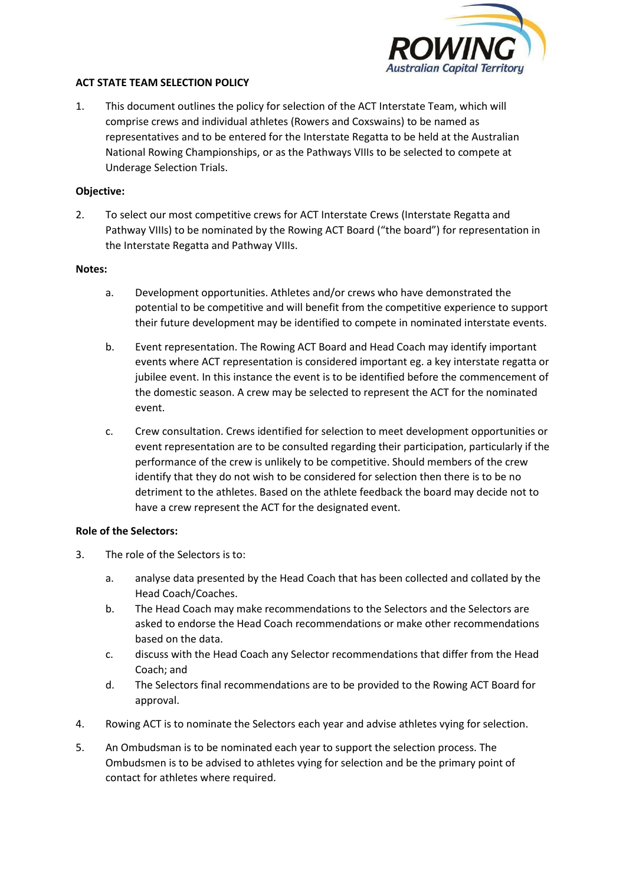# ACT STATE TEAM SELECTION POLICY

1. This document outlines the policy for selection of the ACT Interstate Team, which will comprise crews and individual athletes (Rowers and Coxswains) to be named as representatives and to be entered for the Interstate Regatta to be held at the Australian National Rowing Championships, or as the Pathways VIIIs to be selected to compete at Underage Selection Trials.

**Objective:**

2. To select our most competitive crews for ACT Interstate Crews (Interstate Regatta and Pathway VIIIs) to be nominated by the Rowing ACT Board ("the board") for representation in the Interstate Regatta and Pathway VIIIs.

**Notes:**

a. Development opportunities. Athletes and/or crews who have demonstrated the potential to be competitive and will benefit from the competitive experience to support their future development may be identified to compete in nominated interstate events.

b. Event representation. The Rowing ACT Board and Head Coach may identify important events where ACT representation is considered important eg. a key interstate regatta or jubilee event. In this instance the event is to be identified before the commencement of the domestic season. A crew may be selected to represent the ACT for the nominated event.

c. Crew consultation. Crews identified for selection to meet development opportunities or event representation are to be consulted regarding their participation, particularly if the performance of the crew is unlikely to be competitive. Should members of the crew identify that they do not wish to be considered for selection then there is to be no detriment to the athletes. Based on the athlete feedback the board may decide not to have a crew represent the ACT for the designated event.

**Role of the Selectors:**

3. The role of the Selectors is to:

    a. analyse data presented by the Head Coach that has been collected and collated by the Head Coach/Coaches.
    b. The Head Coach may make recommendations to the Selectors and the Selectors are asked to endorse the Head Coach recommendations or make other recommendations based on the data.
    c. discuss with the Head Coach any Selector recommendations that differ from the Head Coach; and
    d. The Selectors final recommendations are to be provided to the Rowing ACT Board for approval.

4. Rowing ACT is to nominate the Selectors each year and advise athletes vying for selection.

5. An Ombudsman is to be nominated each year to support the selection process. The Ombudsmen is to be advised to athletes vying for selection and be the primary point of contact for athletes where required.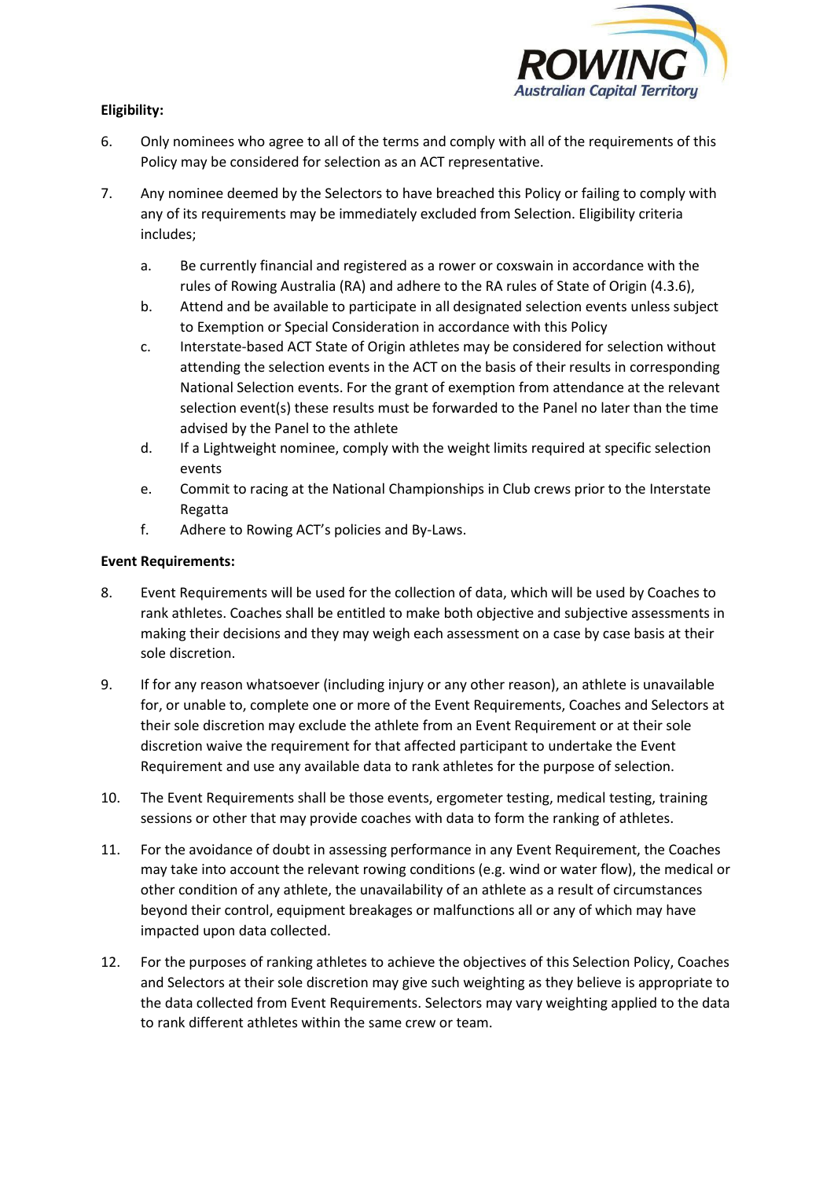**Eligibility:**

6. Only nominees who agree to all of the terms and comply with all of the requirements of this Policy may be considered for selection as an ACT representative.

7. Any nominee deemed by the Selectors to have breached this Policy or failing to comply with any of its requirements may be immediately excluded from Selection. Eligibility criteria includes;

   a. Be currently financial and registered as a rower or coxswain in accordance with the rules of Rowing Australia (RA) and adhere to the RA rules of State of Origin (4.3.6),
   b. Attend and be available to participate in all designated selection events unless subject to Exemption or Special Consideration in accordance with this Policy
   c. Interstate-based ACT State of Origin athletes may be considered for selection without attending the selection events in the ACT on the basis of their results in corresponding National Selection events. For the grant of exemption from attendance at the relevant selection event(s) these results must be forwarded to the Panel no later than the time advised by the Panel to the athlete
   d. If a Lightweight nominee, comply with the weight limits required at specific selection events
   e. Commit to racing at the National Championships in Club crews prior to the Interstate Regatta
   f. Adhere to Rowing ACT's policies and By-Laws.

**Event Requirements:**

8. Event Requirements will be used for the collection of data, which will be used by Coaches to rank athletes. Coaches shall be entitled to make both objective and subjective assessments in making their decisions and they may weigh each assessment on a case by case basis at their sole discretion.

9. If for any reason whatsoever (including injury or any other reason), an athlete is unavailable for, or unable to, complete one or more of the Event Requirements, Coaches and Selectors at their sole discretion may exclude the athlete from an Event Requirement or at their sole discretion waive the requirement for that affected participant to undertake the Event Requirement and use any available data to rank athletes for the purpose of selection.

10. The Event Requirements shall be those events, ergometer testing, medical testing, training sessions or other that may provide coaches with data to form the ranking of athletes.

11. For the avoidance of doubt in assessing performance in any Event Requirement, the Coaches may take into account the relevant rowing conditions (e.g. wind or water flow), the medical or other condition of any athlete, the unavailability of an athlete as a result of circumstances beyond their control, equipment breakages or malfunctions all or any of which may have impacted upon data collected.

12. For the purposes of ranking athletes to achieve the objectives of this Selection Policy, Coaches and Selectors at their sole discretion may give such weighting as they believe is appropriate to the data collected from Event Requirements. Selectors may vary weighting applied to the data to rank different athletes within the same crew or team.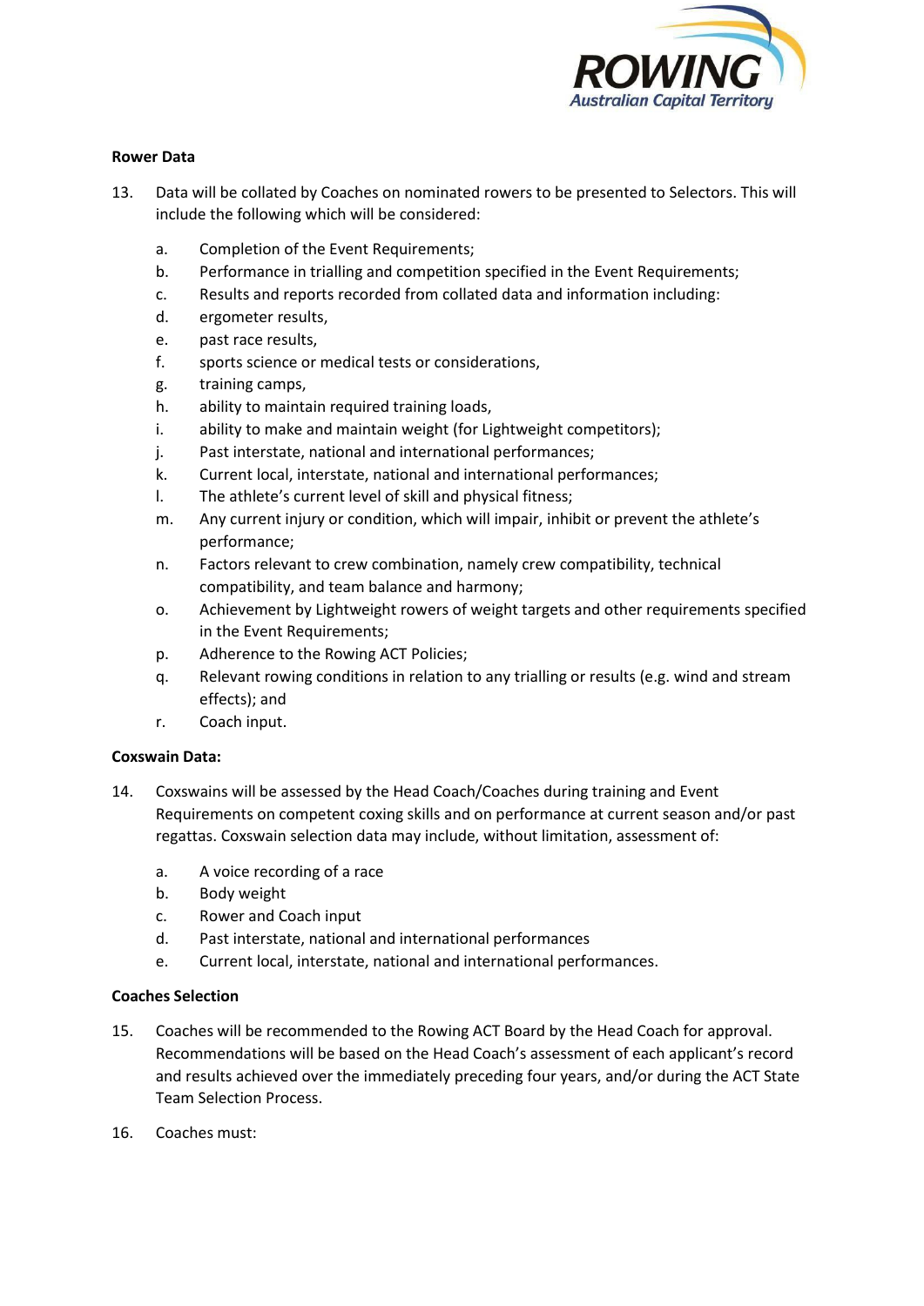**Rower Data**

13. Data will be collated by Coaches on nominated rowers to be presented to Selectors. This will include the following which will be considered:

    a. Completion of the Event Requirements;
    b. Performance in trialling and competition specified in the Event Requirements;
    c. Results and reports recorded from collated data and information including:
    d. ergometer results,
    e. past race results,
    f. sports science or medical tests or considerations,
    g. training camps,
    h. ability to maintain required training loads,
    i. ability to make and maintain weight (for Lightweight competitors);
    j. Past interstate, national and international performances;
    k. Current local, interstate, national and international performances;
    l. The athlete's current level of skill and physical fitness;
    m. Any current injury or condition, which will impair, inhibit or prevent the athlete's performance;
    n. Factors relevant to crew combination, namely crew compatibility, technical compatibility, and team balance and harmony;
    o. Achievement by Lightweight rowers of weight targets and other requirements specified in the Event Requirements;
    p. Adherence to the Rowing ACT Policies;
    q. Relevant rowing conditions in relation to any trialling or results (e.g. wind and stream effects); and
    r. Coach input.

**Coxswain Data:**

14. Coxswains will be assessed by the Head Coach/Coaches during training and Event Requirements on competent coxing skills and on performance at current season and/or past regattas. Coxswain selection data may include, without limitation, assessment of:

    a. A voice recording of a race
    b. Body weight
    c. Rower and Coach input
    d. Past interstate, national and international performances
    e. Current local, interstate, national and international performances.

**Coaches Selection**

15. Coaches will be recommended to the Rowing ACT Board by the Head Coach for approval. Recommendations will be based on the Head Coach's assessment of each applicant's record and results achieved over the immediately preceding four years, and/or during the ACT State Team Selection Process.

16. Coaches must: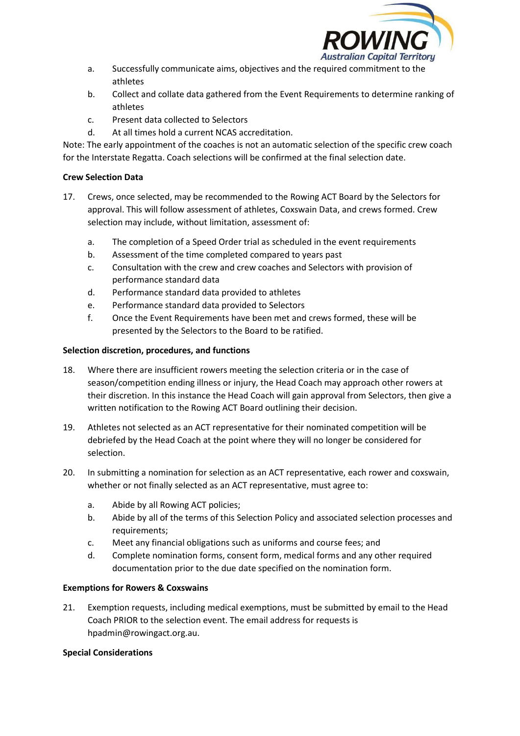a. Successfully communicate aims, objectives and the required commitment to the athletes
b. Collect and collate data gathered from the Event Requirements to determine ranking of athletes
c. Present data collected to Selectors
d. At all times hold a current NCAS accreditation.

Note: The early appointment of the coaches is not an automatic selection of the specific crew coach for the Interstate Regatta. Coach selections will be confirmed at the final selection date.

**Crew Selection Data**

17. Crews, once selected, may be recommended to the Rowing ACT Board by the Selectors for approval. This will follow assessment of athletes, Coxswain Data, and crews formed. Crew selection may include, without limitation, assessment of:

    a. The completion of a Speed Order trial as scheduled in the event requirements
    b. Assessment of the time completed compared to years past
    c. Consultation with the crew and crew coaches and Selectors with provision of performance standard data
    d. Performance standard data provided to athletes
    e. Performance standard data provided to Selectors
    f. Once the Event Requirements have been met and crews formed, these will be presented by the Selectors to the Board to be ratified.

**Selection discretion, procedures, and functions**

18. Where there are insufficient rowers meeting the selection criteria or in the case of season/competition ending illness or injury, the Head Coach may approach other rowers at their discretion. In this instance the Head Coach will gain approval from Selectors, then give a written notification to the Rowing ACT Board outlining their decision.

19. Athletes not selected as an ACT representative for their nominated competition will be debriefed by the Head Coach at the point where they will no longer be considered for selection.

20. In submitting a nomination for selection as an ACT representative, each rower and coxswain, whether or not finally selected as an ACT representative, must agree to:

    a. Abide by all Rowing ACT policies;
    b. Abide by all of the terms of this Selection Policy and associated selection processes and requirements;
    c. Meet any financial obligations such as uniforms and course fees; and
    d. Complete nomination forms, consent form, medical forms and any other required documentation prior to the due date specified on the nomination form.

**Exemptions for Rowers & Coxswains**

21. Exemption requests, including medical exemptions, must be submitted by email to the Head Coach PRIOR to the selection event. The email address for requests is hpadmin@rowingact.org.au.

**Special Considerations**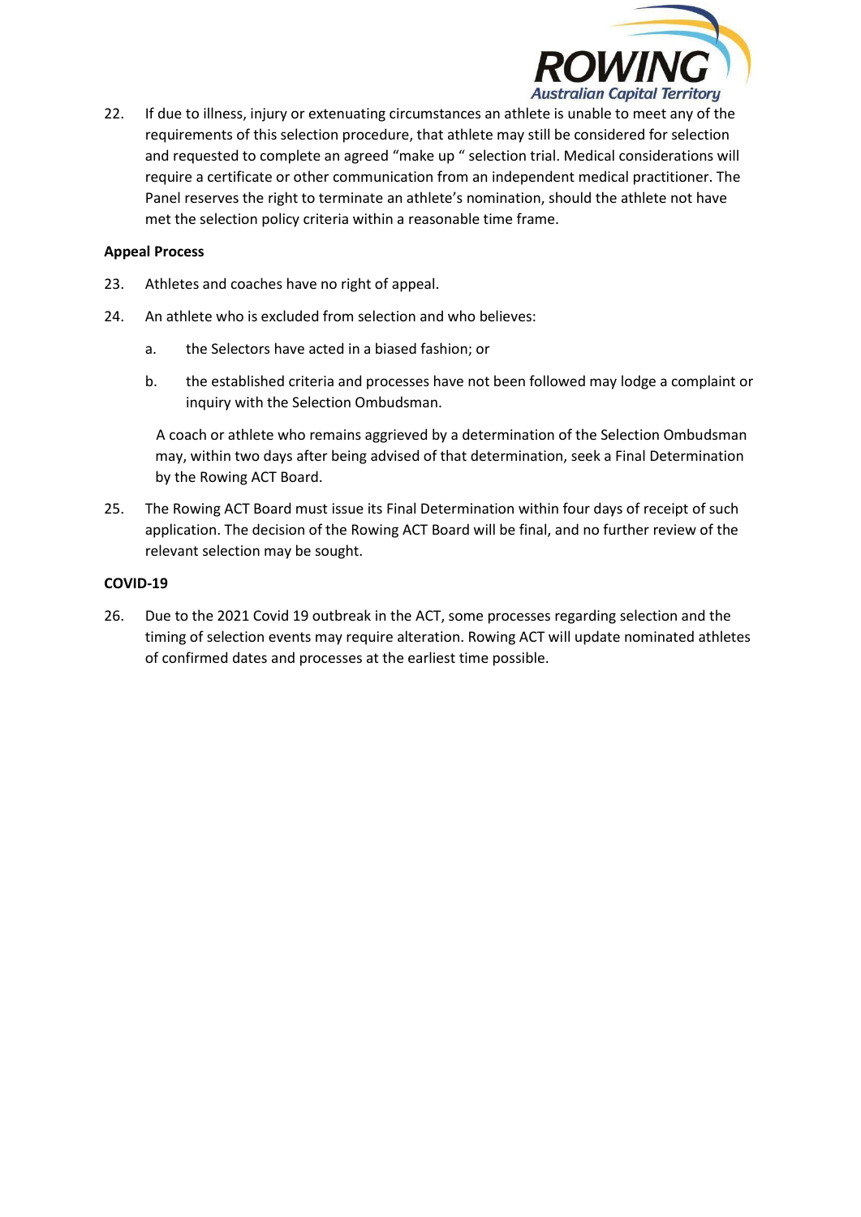22. If due to illness, injury or extenuating circumstances an athlete is unable to meet any of the requirements of this selection procedure, that athlete may still be considered for selection and requested to complete an agreed "make up " selection trial. Medical considerations will require a certificate or other communication from an independent medical practitioner. The Panel reserves the right to terminate an athlete's nomination, should the athlete not have met the selection policy criteria within a reasonable time frame.

**Appeal Process**

23. Athletes and coaches have no right of appeal.

24. An athlete who is excluded from selection and who believes:

    a. the Selectors have acted in a biased fashion; or

    b. the established criteria and processes have not been followed may lodge a complaint or inquiry with the Selection Ombudsman.

    A coach or athlete who remains aggrieved by a determination of the Selection Ombudsman may, within two days after being advised of that determination, seek a Final Determination by the Rowing ACT Board.

25. The Rowing ACT Board must issue its Final Determination within four days of receipt of such application. The decision of the Rowing ACT Board will be final, and no further review of the relevant selection may be sought.

**COVID-19**

26. Due to the 2021 Covid 19 outbreak in the ACT, some processes regarding selection and the timing of selection events may require alteration. Rowing ACT will update nominated athletes of confirmed dates and processes at the earliest time possible.